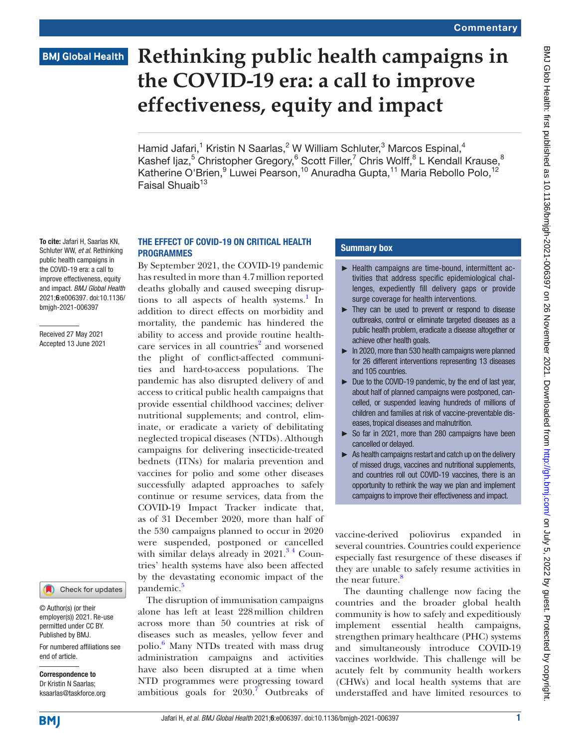# Rethinking public health campaigns in the COVID-19 era: a call to improve effectiveness, equity and impact

Hamid Jafari,[1] Kristin N Saarlas,[2] W William Schluter,[3] Marcos Espinal,[4] Kashef Ijaz,[5] Christopher Gregory,[6] Scott Filler,[7] Chris Wolff,[8] L Kendall Krause,[8] Katherine O'Brien,[9] Luwei Pearson,[10] Anuradha Gupta,[11] Maria Rebollo Polo,[12] Faisal Shuaib[13]

**To cite:** Jafari H, Saarlas KN, Schluter WW, *et al*. Rethinking public health campaigns in the COVID-19 era: a call to improve effectiveness, equity and impact. *BMJ Global Health* 2021;**6**:e006397. doi:10.1136/bmjgh-2021-006397

Received 27 May 2021
Accepted 13 June 2021

© Author(s) (or their employer(s)) 2021. Re-use permitted under CC BY. Published by BMJ.

For numbered affiliations see end of article.

**Correspondence to**
Dr Kristin N Saarlas;
ksaarlas@taskforce.org

## Summary box

- Health campaigns are time-bound, intermittent activities that address specific epidemiological challenges, expediently fill delivery gaps or provide surge coverage for health interventions.
- They can be used to prevent or respond to disease outbreaks, control or eliminate targeted diseases as a public health problem, eradicate a disease altogether or achieve other health goals.
- In 2020, more than 530 health campaigns were planned for 26 different interventions representing 13 diseases and 105 countries.
- Due to the COVID-19 pandemic, by the end of last year, about half of planned campaigns were postponed, cancelled, or suspended leaving hundreds of millions of children and families at risk of vaccine-preventable diseases, tropical diseases and malnutrition.
- So far in 2021, more than 280 campaigns have been cancelled or delayed.
- As health campaigns restart and catch up on the delivery of missed drugs, vaccines and nutritional supplements, and countries roll out COVID-19 vaccines, there is an opportunity to rethink the way we plan and implement campaigns to improve their effectiveness and impact.

## THE EFFECT OF COVID-19 ON CRITICAL HEALTH PROGRAMMES

By September 2021, the COVID-19 pandemic has resulted in more than 4.7 million reported deaths globally and caused sweeping disruptions to all aspects of health systems.[1] In addition to direct effects on morbidity and mortality, the pandemic has hindered the ability to access and provide routine healthcare services in all countries[2] and worsened the plight of conflict-affected communities and hard-to-access populations. The pandemic has also disrupted delivery of and access to critical public health campaigns that provide essential childhood vaccines; deliver nutritional supplements; and control, eliminate, or eradicate a variety of debilitating neglected tropical diseases (NTDs). Although campaigns for delivering insecticide-treated bednets (ITNs) for malaria prevention and vaccines for polio and some other diseases successfully adapted approaches to safely continue or resume services, data from the COVID-19 Impact Tracker indicate that, as of 31 December 2020, more than half of the 530 campaigns planned to occur in 2020 were suspended, postponed or cancelled with similar delays already in 2021.[3,4] Countries' health systems have also been affected by the devastating economic impact of the pandemic.[5]

The disruption of immunisation campaigns alone has left at least 228 million children across more than 50 countries at risk of diseases such as measles, yellow fever and polio.[6] Many NTDs treated with mass drug administration campaigns and activities have also been disrupted at a time when NTD programmes were progressing toward ambitious goals for 2030.[7] Outbreaks of vaccine-derived poliovirus expanded in several countries. Countries could experience especially fast resurgence of these diseases if they are unable to safely resume activities in the near future.[8]

The daunting challenge now facing the countries and the broader global health community is how to safely and expeditiously implement essential health campaigns, strengthen primary healthcare (PHC) systems and simultaneously introduce COVID-19 vaccines worldwide. This challenge will be acutely felt by community health workers (CHWs) and local health systems that are understaffed and have limited resources to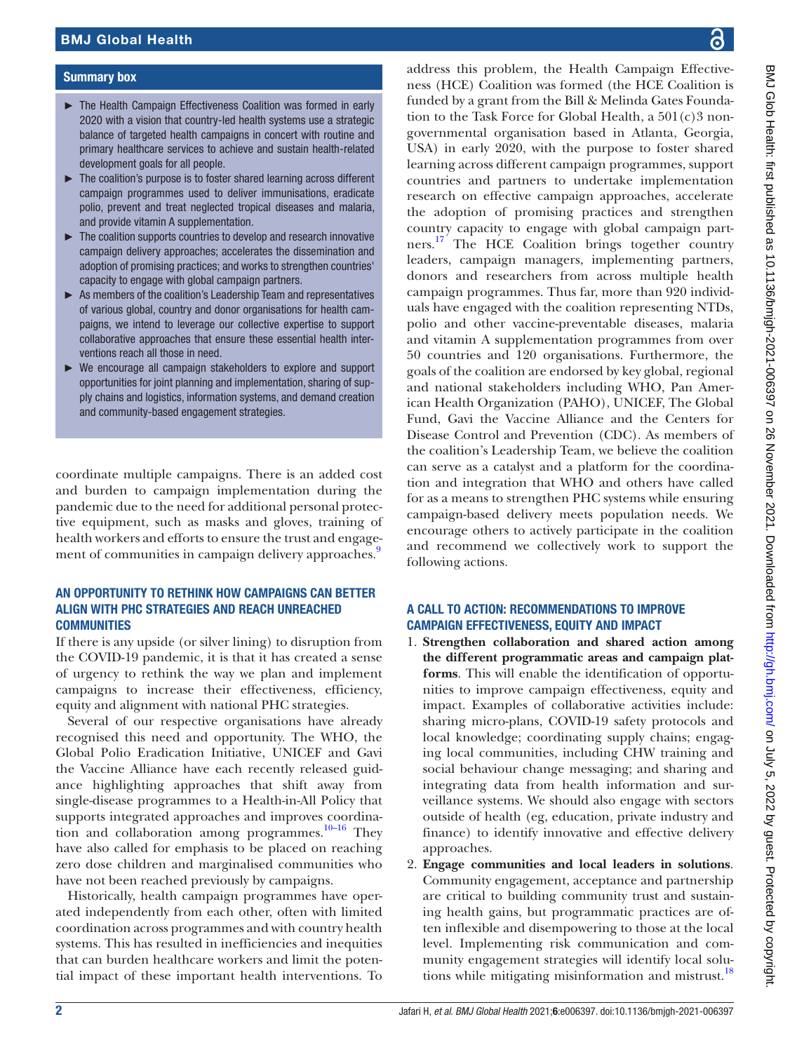## Summary box

- The Health Campaign Effectiveness Coalition was formed in early 2020 with a vision that country-led health systems use a strategic balance of targeted health campaigns in concert with routine and primary healthcare services to achieve and sustain health-related development goals for all people.
- The coalition's purpose is to foster shared learning across different campaign programmes used to deliver immunisations, eradicate polio, prevent and treat neglected tropical diseases and malaria, and provide vitamin A supplementation.
- The coalition supports countries to develop and research innovative campaign delivery approaches; accelerates the dissemination and adoption of promising practices; and works to strengthen countries' capacity to engage with global campaign partners.
- As members of the coalition's Leadership Team and representatives of various global, country and donor organisations for health campaigns, we intend to leverage our collective expertise to support collaborative approaches that ensure these essential health interventions reach all those in need.
- We encourage all campaign stakeholders to explore and support opportunities for joint planning and implementation, sharing of supply chains and logistics, information systems, and demand creation and community-based engagement strategies.

coordinate multiple campaigns. There is an added cost and burden to campaign implementation during the pandemic due to the need for additional personal protective equipment, such as masks and gloves, training of health workers and efforts to ensure the trust and engagement of communities in campaign delivery approaches.[9]

## AN OPPORTUNITY TO RETHINK HOW CAMPAIGNS CAN BETTER ALIGN WITH PHC STRATEGIES AND REACH UNREACHED COMMUNITIES

If there is any upside (or silver lining) to disruption from the COVID-19 pandemic, it is that it has created a sense of urgency to rethink the way we plan and implement campaigns to increase their effectiveness, efficiency, equity and alignment with national PHC strategies.

Several of our respective organisations have already recognised this need and opportunity. The WHO, the Global Polio Eradication Initiative, UNICEF and Gavi the Vaccine Alliance have each recently released guidance highlighting approaches that shift away from single-disease programmes to a Health-in-All Policy that supports integrated approaches and improves coordination and collaboration among programmes.[10–16] They have also called for emphasis to be placed on reaching zero dose children and marginalised communities who have not been reached previously by campaigns.

Historically, health campaign programmes have operated independently from each other, often with limited coordination across programmes and with country health systems. This has resulted in inefficiencies and inequities that can burden healthcare workers and limit the potential impact of these important health interventions. To address this problem, the Health Campaign Effectiveness (HCE) Coalition was formed (the HCE Coalition is funded by a grant from the Bill & Melinda Gates Foundation to the Task Force for Global Health, a 501(c)3 non-governmental organisation based in Atlanta, Georgia, USA) in early 2020, with the purpose to foster shared learning across different campaign programmes, support countries and partners to undertake implementation research on effective campaign approaches, accelerate the adoption of promising practices and strengthen country capacity to engage with global campaign partners.[17] The HCE Coalition brings together country leaders, campaign managers, implementing partners, donors and researchers from across multiple health campaign programmes. Thus far, more than 920 individuals have engaged with the coalition representing NTDs, polio and other vaccine-preventable diseases, malaria and vitamin A supplementation programmes from over 50 countries and 120 organisations. Furthermore, the goals of the coalition are endorsed by key global, regional and national stakeholders including WHO, Pan American Health Organization (PAHO), UNICEF, The Global Fund, Gavi the Vaccine Alliance and the Centers for Disease Control and Prevention (CDC). As members of the coalition's Leadership Team, we believe the coalition can serve as a catalyst and a platform for the coordination and integration that WHO and others have called for as a means to strengthen PHC systems while ensuring campaign-based delivery meets population needs. We encourage others to actively participate in the coalition and recommend we collectively work to support the following actions.

## A CALL TO ACTION: RECOMMENDATIONS TO IMPROVE CAMPAIGN EFFECTIVENESS, EQUITY AND IMPACT

1. **Strengthen collaboration and shared action among the different programmatic areas and campaign platforms**. This will enable the identification of opportunities to improve campaign effectiveness, equity and impact. Examples of collaborative activities include: sharing micro-plans, COVID-19 safety protocols and local knowledge; coordinating supply chains; engaging local communities, including CHW training and social behaviour change messaging; and sharing and integrating data from health information and surveillance systems. We should also engage with sectors outside of health (eg, education, private industry and finance) to identify innovative and effective delivery approaches.
2. **Engage communities and local leaders in solutions**. Community engagement, acceptance and partnership are critical to building community trust and sustaining health gains, but programmatic practices are often inflexible and disempowering to those at the local level. Implementing risk communication and community engagement strategies will identify local solutions while mitigating misinformation and mistrust.[18]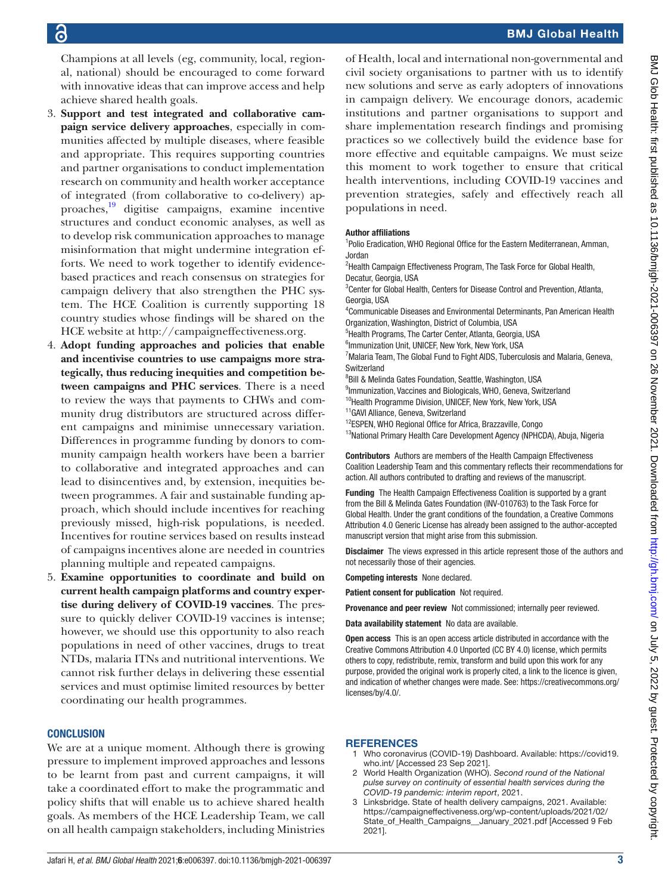Champions at all levels (eg, community, local, regional, national) should be encouraged to come forward with innovative ideas that can improve access and help achieve shared health goals.

3. **Support and test integrated and collaborative campaign service delivery approaches**, especially in communities affected by multiple diseases, where feasible and appropriate. This requires supporting countries and partner organisations to conduct implementation research on community and health worker acceptance of integrated (from collaborative to co-delivery) approaches,[19] digitise campaigns, examine incentive structures and conduct economic analyses, as well as to develop risk communication approaches to manage misinformation that might undermine integration efforts. We need to work together to identify evidence-based practices and reach consensus on strategies for campaign delivery that also strengthen the PHC system. The HCE Coalition is currently supporting 18 country studies whose findings will be shared on the HCE website at http://campaigneffectiveness.org.
4. **Adopt funding approaches and policies that enable and incentivise countries to use campaigns more strategically, thus reducing inequities and competition between campaigns and PHC services**. There is a need to review the ways that payments to CHWs and community drug distributors are structured across different campaigns and minimise unnecessary variation. Differences in programme funding by donors to community campaign health workers have been a barrier to collaborative and integrated approaches and can lead to disincentives and, by extension, inequities between programmes. A fair and sustainable funding approach, which should include incentives for reaching previously missed, high-risk populations, is needed. Incentives for routine services based on results instead of campaigns incentives alone are needed in countries planning multiple and repeated campaigns.
5. **Examine opportunities to coordinate and build on current health campaign platforms and country expertise during delivery of COVID-19 vaccines**. The pressure to quickly deliver COVID-19 vaccines is intense; however, we should use this opportunity to also reach populations in need of other vaccines, drugs to treat NTDs, malaria ITNs and nutritional interventions. We cannot risk further delays in delivering these essential services and must optimise limited resources by better coordinating our health programmes.

## CONCLUSION

We are at a unique moment. Although there is growing pressure to implement improved approaches and lessons to be learnt from past and current campaigns, it will take a coordinated effort to make the programmatic and policy shifts that will enable us to achieve shared health goals. As members of the HCE Leadership Team, we call on all health campaign stakeholders, including Ministries of Health, local and international non-governmental and civil society organisations to partner with us to identify new solutions and serve as early adopters of innovations in campaign delivery. We encourage donors, academic institutions and partner organisations to support and share implementation research findings and promising practices so we collectively build the evidence base for more effective and equitable campaigns. We must seize this moment to work together to ensure that critical health interventions, including COVID-19 vaccines and prevention strategies, safely and effectively reach all populations in need.

**Author affiliations**

[1]Polio Eradication, WHO Regional Office for the Eastern Mediterranean, Amman, Jordan
[2]Health Campaign Effectiveness Program, The Task Force for Global Health, Decatur, Georgia, USA
[3]Center for Global Health, Centers for Disease Control and Prevention, Atlanta, Georgia, USA
[4]Communicable Diseases and Environmental Determinants, Pan American Health Organization, Washington, District of Columbia, USA
[5]Health Programs, The Carter Center, Atlanta, Georgia, USA
[6]Immunization Unit, UNICEF, New York, New York, USA
[7]Malaria Team, The Global Fund to Fight AIDS, Tuberculosis and Malaria, Geneva, Switzerland
[8]Bill & Melinda Gates Foundation, Seattle, Washington, USA
[9]Immunization, Vaccines and Biologicals, WHO, Geneva, Switzerland
[10]Health Programme Division, UNICEF, New York, New York, USA
[11]GAVI Alliance, Geneva, Switzerland
[12]ESPEN, WHO Regional Office for Africa, Brazzaville, Congo
[13]National Primary Health Care Development Agency (NPHCDA), Abuja, Nigeria

**Contributors** Authors are members of the Health Campaign Effectiveness Coalition Leadership Team and this commentary reflects their recommendations for action. All authors contributed to drafting and reviews of the manuscript.

**Funding** The Health Campaign Effectiveness Coalition is supported by a grant from the Bill & Melinda Gates Foundation (INV-010763) to the Task Force for Global Health. Under the grant conditions of the foundation, a Creative Commons Attribution 4.0 Generic License has already been assigned to the author-accepted manuscript version that might arise from this submission.

**Disclaimer** The views expressed in this article represent those of the authors and not necessarily those of their agencies.

**Competing interests** None declared.

**Patient consent for publication** Not required.

**Provenance and peer review** Not commissioned; internally peer reviewed.

**Data availability statement** No data are available.

**Open access** This is an open access article distributed in accordance with the Creative Commons Attribution 4.0 Unported (CC BY 4.0) license, which permits others to copy, redistribute, remix, transform and build upon this work for any purpose, provided the original work is properly cited, a link to the licence is given, and indication of whether changes were made. See: https://creativecommons.org/licenses/by/4.0/.

## REFERENCES

1. Who coronavirus (COVID-19) Dashboard. Available: https://covid19.who.int/ [Accessed 23 Sep 2021].
2. World Health Organization (WHO). *Second round of the National pulse survey on continuity of essential health services during the COVID-19 pandemic: interim report*, 2021.
3. Linksbridge. State of health delivery campaigns, 2021. Available: https://campaigneffectiveness.org/wp-content/uploads/2021/02/State_of_Health_Campaigns__January_2021.pdf [Accessed 9 Feb 2021].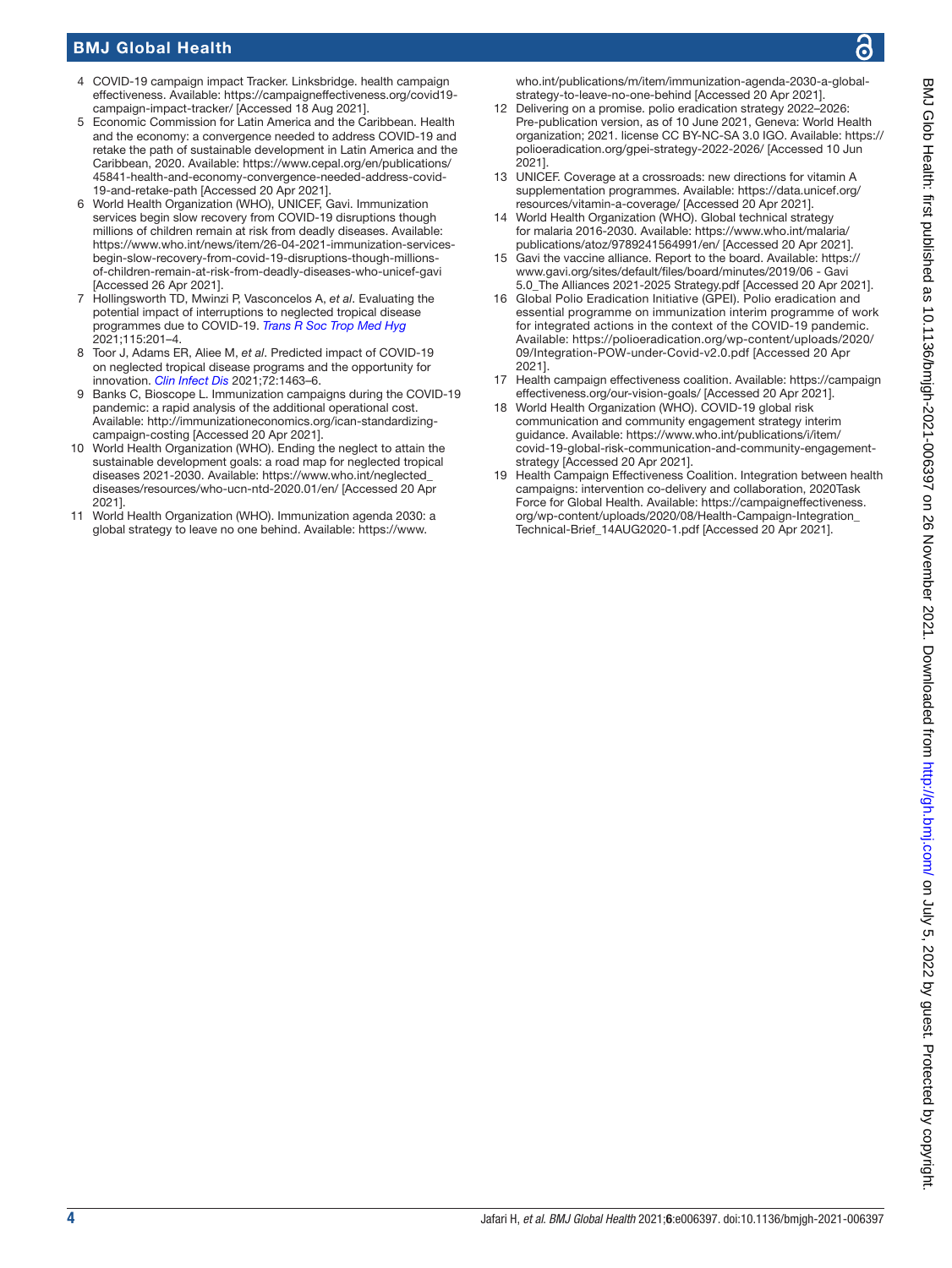4 COVID-19 campaign impact Tracker. Linksbridge. health campaign effectiveness. Available: https://campaigneffectiveness.org/covid19-campaign-impact-tracker/ [Accessed 18 Aug 2021].

5 Economic Commission for Latin America and the Caribbean. Health and the economy: a convergence needed to address COVID-19 and retake the path of sustainable development in Latin America and the Caribbean, 2020. Available: https://www.cepal.org/en/publications/45841-health-and-economy-convergence-needed-address-covid-19-and-retake-path [Accessed 20 Apr 2021].

6 World Health Organization (WHO), UNICEF, Gavi. Immunization services begin slow recovery from COVID-19 disruptions though millions of children remain at risk from deadly diseases. Available: https://www.who.int/news/item/26-04-2021-immunization-services-begin-slow-recovery-from-covid-19-disruptions-though-millions-of-children-remain-at-risk-from-deadly-diseases-who-unicef-gavi [Accessed 26 Apr 2021].

7 Hollingsworth TD, Mwinzi P, Vasconcelos A, *et al*. Evaluating the potential impact of interruptions to neglected tropical disease programmes due to COVID-19. *Trans R Soc Trop Med Hyg* 2021;115:201–4.

8 Toor J, Adams ER, Aliee M, *et al*. Predicted impact of COVID-19 on neglected tropical disease programs and the opportunity for innovation. *Clin Infect Dis* 2021;72:1463–6.

9 Banks C, Bioscope L. Immunization campaigns during the COVID-19 pandemic: a rapid analysis of the additional operational cost. Available: http://immunizationeconomics.org/ican-standardizing-campaign-costing [Accessed 20 Apr 2021].

10 World Health Organization (WHO). Ending the neglect to attain the sustainable development goals: a road map for neglected tropical diseases 2021-2030. Available: https://www.who.int/neglected_diseases/resources/who-ucn-ntd-2020.01/en/ [Accessed 20 Apr 2021].

11 World Health Organization (WHO). Immunization agenda 2030: a global strategy to leave no one behind. Available: https://www.who.int/publications/m/item/immunization-agenda-2030-a-global-strategy-to-leave-no-one-behind [Accessed 20 Apr 2021].

12 Delivering on a promise. polio eradication strategy 2022–2026: Pre-publication version, as of 10 June 2021, Geneva: World Health organization; 2021. license CC BY-NC-SA 3.0 IGO. Available: https://polioeradication.org/gpei-strategy-2022-2026/ [Accessed 10 Jun 2021].

13 UNICEF. Coverage at a crossroads: new directions for vitamin A supplementation programmes. Available: https://data.unicef.org/resources/vitamin-a-coverage/ [Accessed 20 Apr 2021].

14 World Health Organization (WHO). Global technical strategy for malaria 2016-2030. Available: https://www.who.int/malaria/publications/atoz/9789241564991/en/ [Accessed 20 Apr 2021].

15 Gavi the vaccine alliance. Report to the board. Available: https://www.gavi.org/sites/default/files/board/minutes/2019/06 - Gavi 5.0_The Alliances 2021-2025 Strategy.pdf [Accessed 20 Apr 2021].

16 Global Polio Eradication Initiative (GPEI). Polio eradication and essential programme on immunization interim programme of work for integrated actions in the context of the COVID-19 pandemic. Available: https://polioeradication.org/wp-content/uploads/2020/09/Integration-POW-under-Covid-v2.0.pdf [Accessed 20 Apr 2021].

17 Health campaign effectiveness coalition. Available: https://campaigneffectiveness.org/our-vision-goals/ [Accessed 20 Apr 2021].

18 World Health Organization (WHO). COVID-19 global risk communication and community engagement strategy interim guidance. Available: https://www.who.int/publications/i/item/covid-19-global-risk-communication-and-community-engagement-strategy [Accessed 20 Apr 2021].

19 Health Campaign Effectiveness Coalition. Integration between health campaigns: intervention co-delivery and collaboration, 2020Task Force for Global Health. Available: https://campaigneffectiveness.org/wp-content/uploads/2020/08/Health-Campaign-Integration_Technical-Brief_14AUG2020-1.pdf [Accessed 20 Apr 2021].